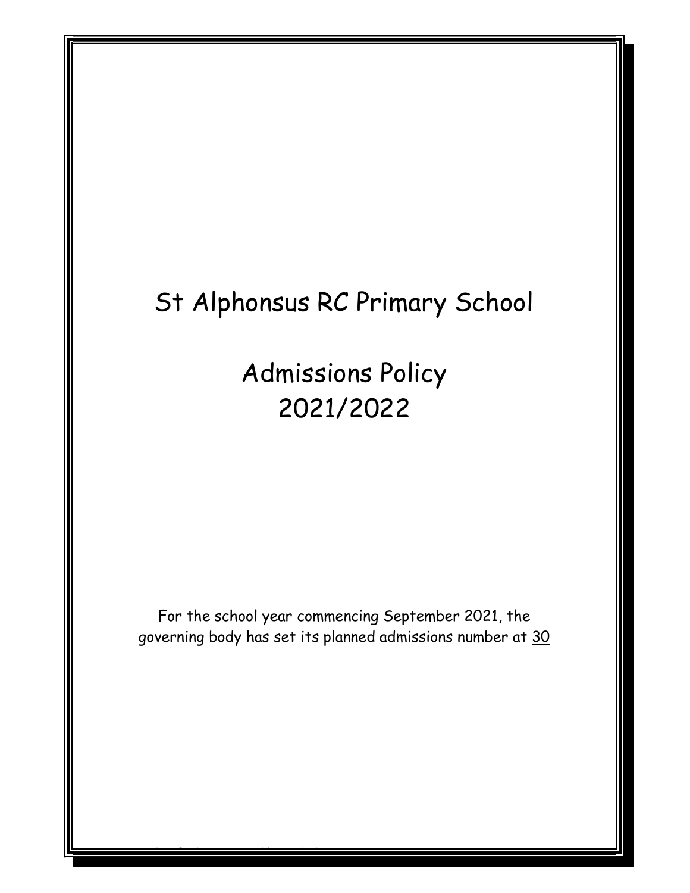# St Alphonsus RC Primary School

# Admissions Policy 2021/2022

For the school year commencing September 2021, the governing body has set its planned admissions number at 30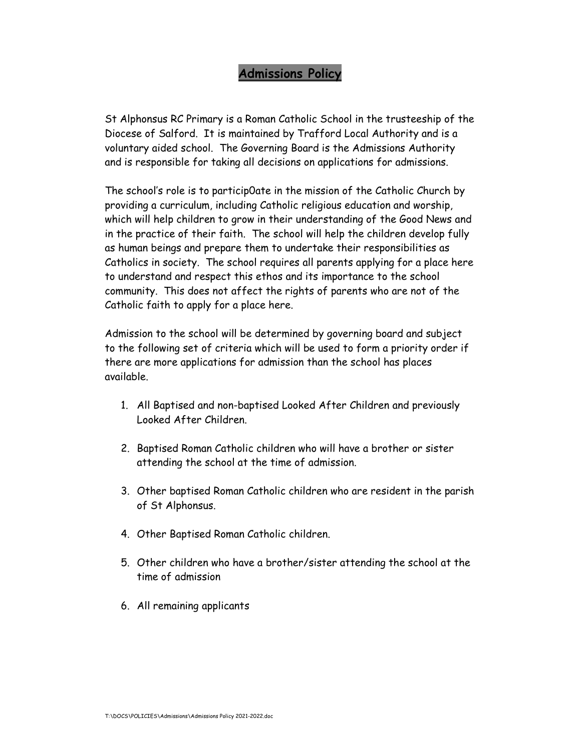# Admissions Policy

St Alphonsus RC Primary is a Roman Catholic School in the trusteeship of the Diocese of Salford. It is maintained by Trafford Local Authority and is a voluntary aided school. The Governing Board is the Admissions Authority and is responsible for taking all decisions on applications for admissions.

The school's role is to particip0ate in the mission of the Catholic Church by providing a curriculum, including Catholic religious education and worship, which will help children to grow in their understanding of the Good News and in the practice of their faith. The school will help the children develop fully as human beings and prepare them to undertake their responsibilities as Catholics in society. The school requires all parents applying for a place here to understand and respect this ethos and its importance to the school community. This does not affect the rights of parents who are not of the Catholic faith to apply for a place here.

Admission to the school will be determined by governing board and subject to the following set of criteria which will be used to form a priority order if there are more applications for admission than the school has places available.

1. All Baptised and non-baptised Looked After Children and previously Looked After Children.
2. Baptised Roman Catholic children who will have a brother or sister attending the school at the time of admission.
3. Other baptised Roman Catholic children who are resident in the parish of St Alphonsus.
4. Other Baptised Roman Catholic children.
5. Other children who have a brother/sister attending the school at the time of admission
6. All remaining applicants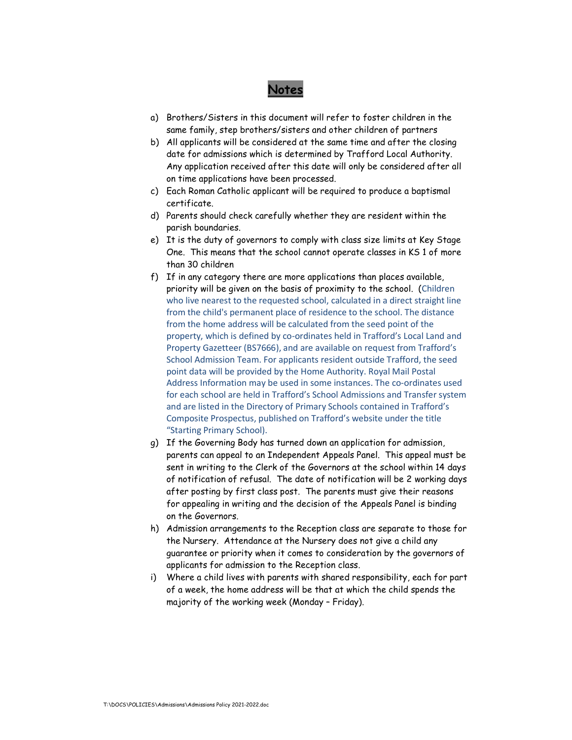# Notes

a) Brothers/Sisters in this document will refer to foster children in the same family, step brothers/sisters and other children of partners

b) All applicants will be considered at the same time and after the closing date for admissions which is determined by Trafford Local Authority. Any application received after this date will only be considered after all on time applications have been processed.

c) Each Roman Catholic applicant will be required to produce a baptismal certificate.

d) Parents should check carefully whether they are resident within the parish boundaries.

e) It is the duty of governors to comply with class size limits at Key Stage One. This means that the school cannot operate classes in KS 1 of more than 30 children

f) If in any category there are more applications than places available, priority will be given on the basis of proximity to the school. (Children who live nearest to the requested school, calculated in a direct straight line from the child's permanent place of residence to the school. The distance from the home address will be calculated from the seed point of the property, which is defined by co-ordinates held in Trafford's Local Land and Property Gazetteer (BS7666), and are available on request from Trafford's School Admission Team. For applicants resident outside Trafford, the seed point data will be provided by the Home Authority. Royal Mail Postal Address Information may be used in some instances. The co-ordinates used for each school are held in Trafford's School Admissions and Transfer system and are listed in the Directory of Primary Schools contained in Trafford's Composite Prospectus, published on Trafford's website under the title "Starting Primary School).

g) If the Governing Body has turned down an application for admission, parents can appeal to an Independent Appeals Panel. This appeal must be sent in writing to the Clerk of the Governors at the school within 14 days of notification of refusal. The date of notification will be 2 working days after posting by first class post. The parents must give their reasons for appealing in writing and the decision of the Appeals Panel is binding on the Governors.

h) Admission arrangements to the Reception class are separate to those for the Nursery. Attendance at the Nursery does not give a child any guarantee or priority when it comes to consideration by the governors of applicants for admission to the Reception class.

i) Where a child lives with parents with shared responsibility, each for part of a week, the home address will be that at which the child spends the majority of the working week (Monday – Friday).